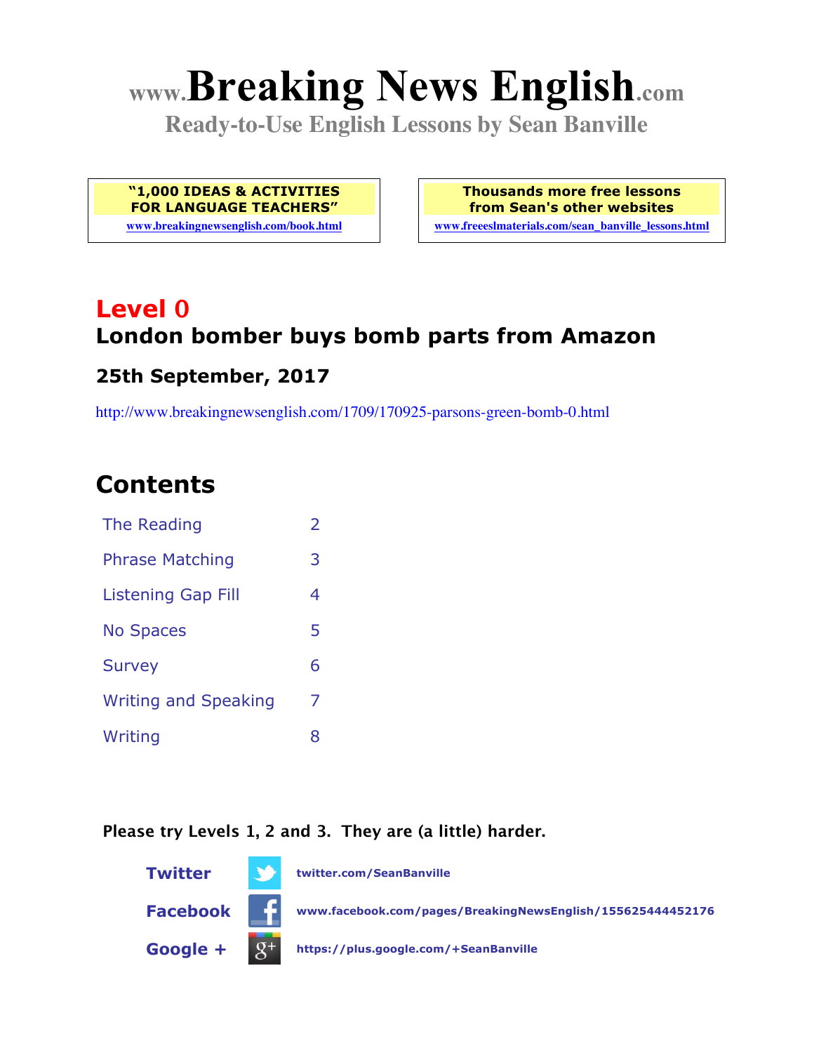# www.Breaking News English.com

**Ready-to-Use English Lessons by Sean Banville**

**"1,000 IDEAS & ACTIVITIES FOR LANGUAGE TEACHERS"**
www.breakingnewsenglish.com/book.html

**Thousands more free lessons from Sean's other websites**
www.freeeslmaterials.com/sean_banville_lessons.html

## Level 0

## London bomber buys bomb parts from Amazon

### 25th September, 2017

http://www.breakingnewsenglish.com/1709/170925-parsons-green-bomb-0.html

## Contents

| | |
|---|---|
| The Reading | 2 |
| Phrase Matching | 3 |
| Listening Gap Fill | 4 |
| No Spaces | 5 |
| Survey | 6 |
| Writing and Speaking | 7 |
| Writing | 8 |

**Please try Levels 1, 2 and 3. They are (a little) harder.**

**Twitter** twitter.com/SeanBanville

**Facebook** www.facebook.com/pages/BreakingNewsEnglish/155625444452176

**Google +** https://plus.google.com/+SeanBanville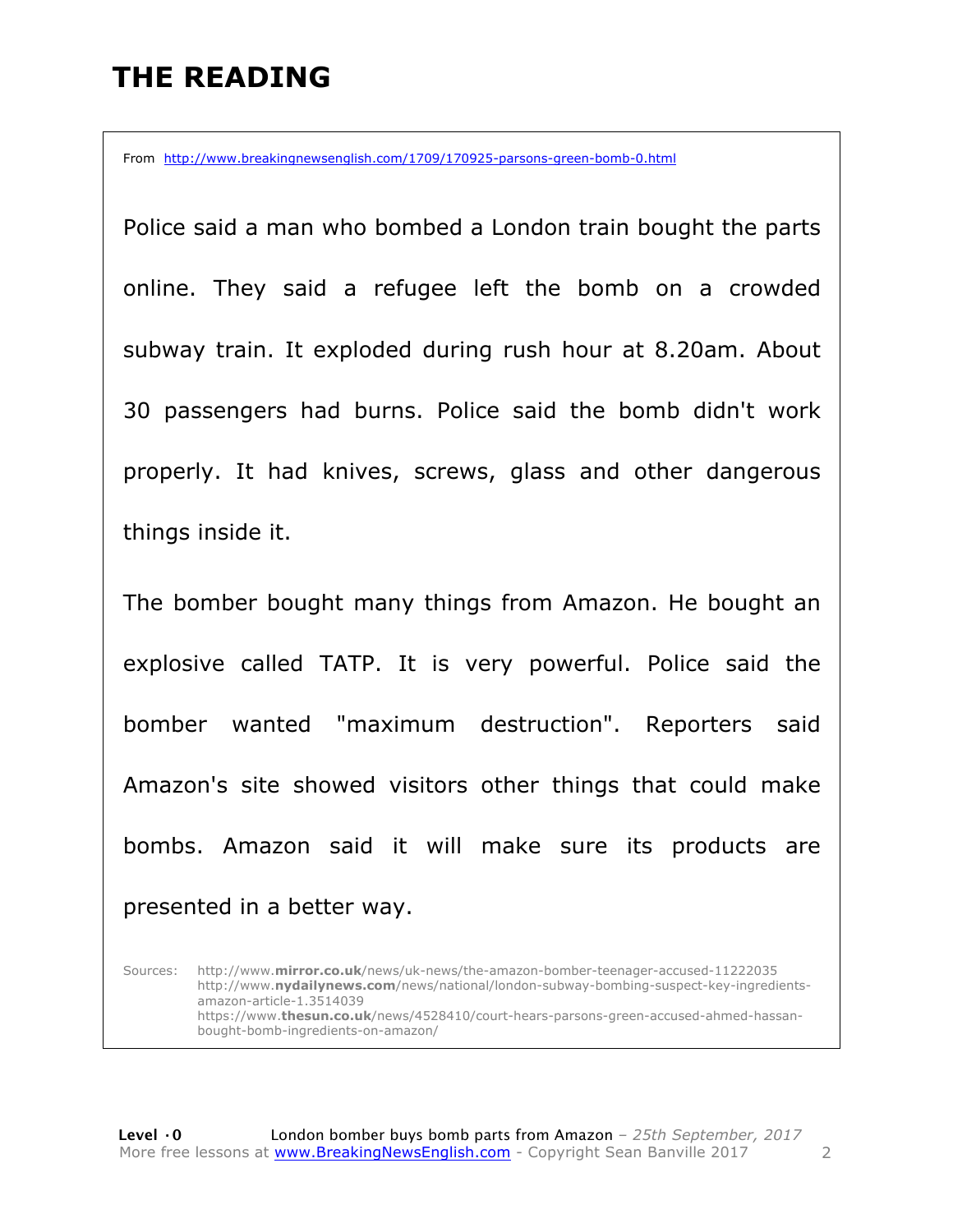# THE READING

From http://www.breakingnewsenglish.com/1709/170925-parsons-green-bomb-0.html

Police said a man who bombed a London train bought the parts online. They said a refugee left the bomb on a crowded subway train. It exploded during rush hour at 8.20am. About 30 passengers had burns. Police said the bomb didn't work properly. It had knives, screws, glass and other dangerous things inside it.

The bomber bought many things from Amazon. He bought an explosive called TATP. It is very powerful. Police said the bomber wanted "maximum destruction". Reporters said Amazon's site showed visitors other things that could make bombs. Amazon said it will make sure its products are presented in a better way.

Sources:
http://www.**mirror.co.uk**/news/uk-news/the-amazon-bomber-teenager-accused-11222035
http://www.**nydailynews.com**/news/national/london-subway-bombing-suspect-key-ingredients-amazon-article-1.3514039
https://www.**thesun.co.uk**/news/4528410/court-hears-parsons-green-accused-ahmed-hassan-bought-bomb-ingredients-on-amazon/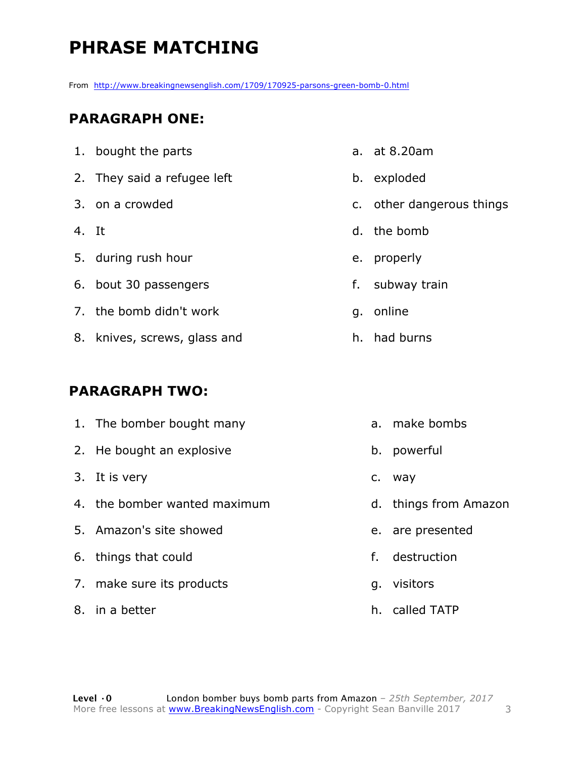# PHRASE MATCHING

From http://www.breakingnewsenglish.com/1709/170925-parsons-green-bomb-0.html

## PARAGRAPH ONE:

1. bought the parts
2. They said a refugee left
3. on a crowded
4. It
5. during rush hour
6. bout 30 passengers
7. the bomb didn't work
8. knives, screws, glass and

a. at 8.20am
b. exploded
c. other dangerous things
d. the bomb
e. properly
f. subway train
g. online
h. had burns

## PARAGRAPH TWO:

1. The bomber bought many
2. He bought an explosive
3. It is very
4. the bomber wanted maximum
5. Amazon's site showed
6. things that could
7. make sure its products
8. in a better

a. make bombs
b. powerful
c. way
d. things from Amazon
e. are presented
f. destruction
g. visitors
h. called TATP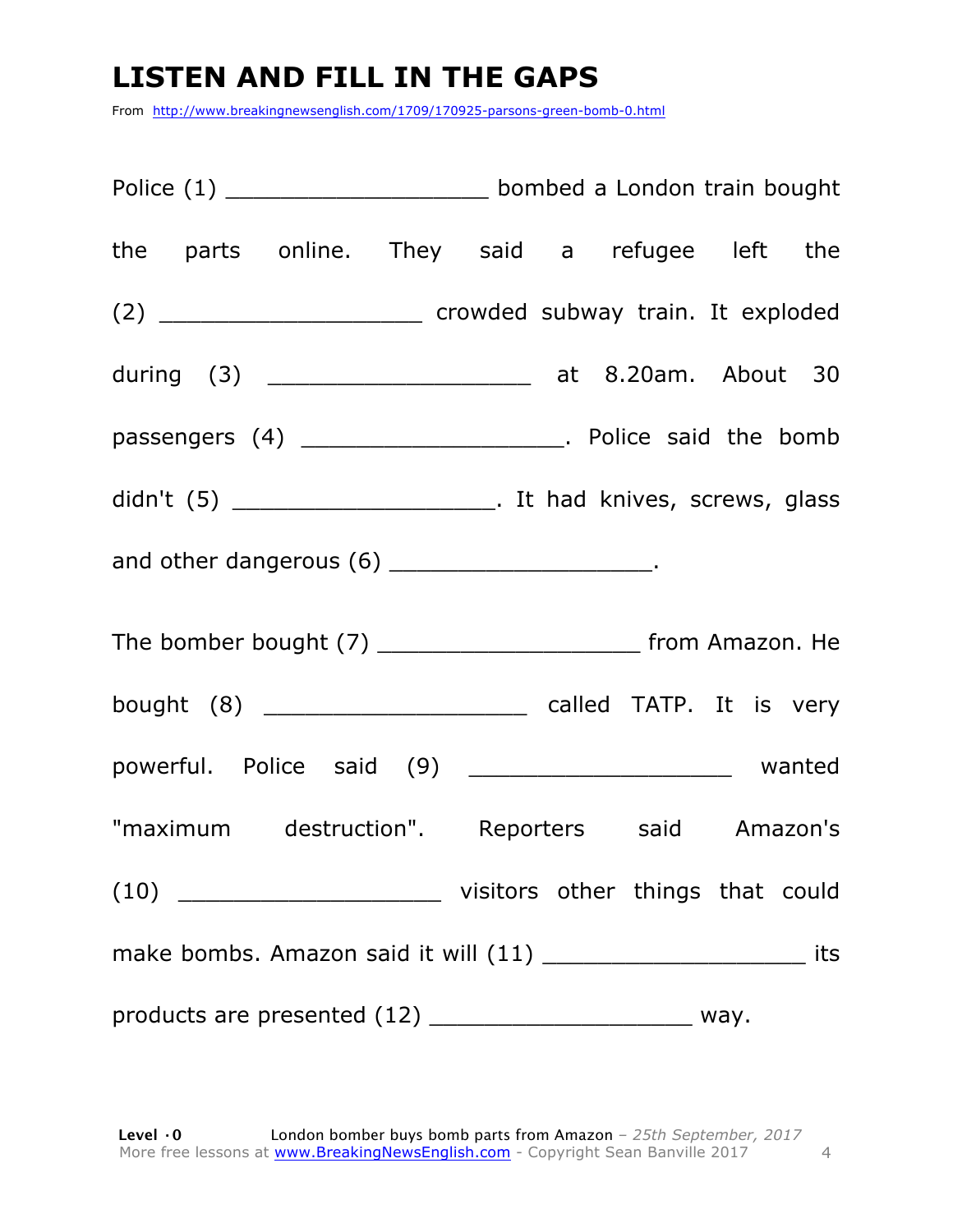# LISTEN AND FILL IN THE GAPS

From http://www.breakingnewsenglish.com/1709/170925-parsons-green-bomb-0.html

Police (1) ____________________ bombed a London train bought the parts online. They said a refugee left the (2) ____________________ crowded subway train. It exploded during (3) ____________________ at 8.20am. About 30 passengers (4) ____________________. Police said the bomb didn't (5) ____________________. It had knives, screws, glass and other dangerous (6) ____________________.

The bomber bought (7) ____________________ from Amazon. He bought (8) ____________________ called TATP. It is very powerful. Police said (9) ____________________ wanted "maximum destruction". Reporters said Amazon's (10) ____________________ visitors other things that could make bombs. Amazon said it will (11) ____________________ its products are presented (12) ____________________ way.

**Level · 0** London bomber buys bomb parts from Amazon – *25th September, 2017*
More free lessons at www.BreakingNewsEnglish.com - Copyright Sean Banville 2017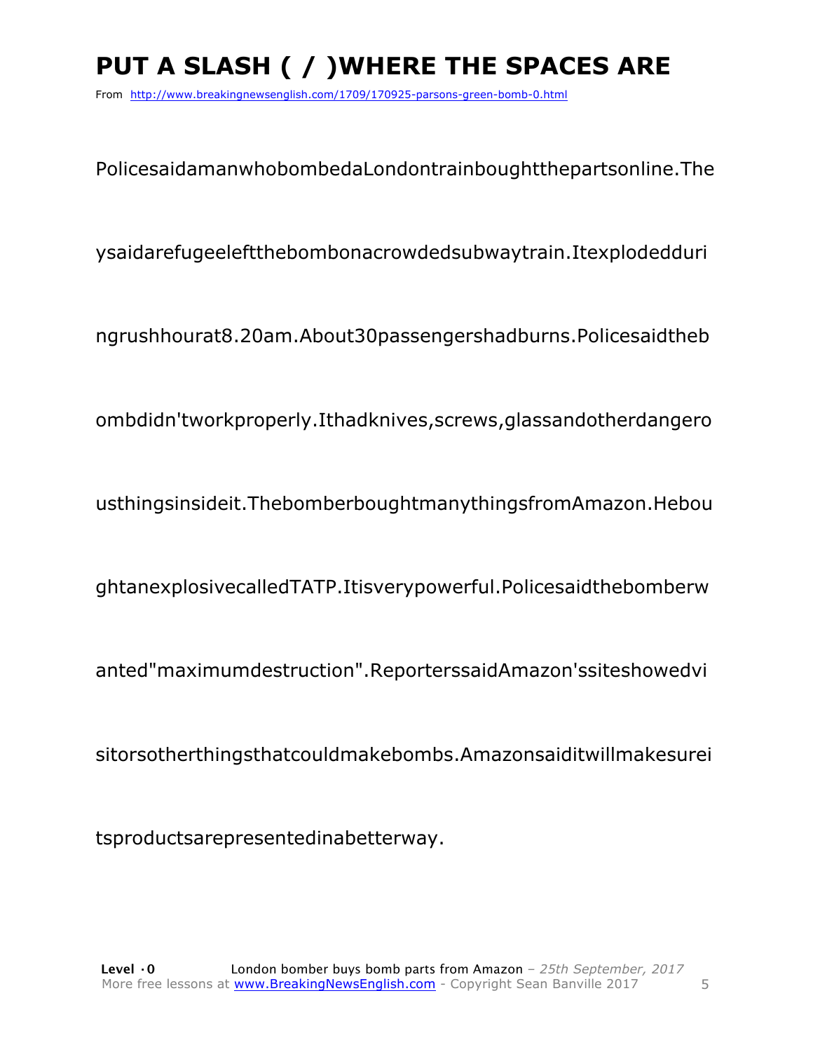# PUT A SLASH ( / )WHERE THE SPACES ARE

From http://www.breakingnewsenglish.com/1709/170925-parsons-green-bomb-0.html

PolicesaidamanwhobombedaLondontrainboughtthepartsonline.The

ysaidarefugeeleftthebombonacrowdedsubwaytrain.Itexplodedduri

ngrushhourat8.20am.About30passengershadburns.Policesaidtheb

ombdidn'tworkproperly.Ithadknives,screws,glassandotherdangero

usthingsinsideit.ThebomberboughtmanythingsfromAmazon.Hebou

ghtanexplosivecalledTATP.Itisverypowerful.Policesaidthebomberw

anted"maximumdestruction".ReporterssaidAmazon'ssiteshowedvi

sitorsotherthingsthatcouldmakebombs.Amazonsaiditwillmakesurei

tsproductsarepresentedinabetterway.

**Level ·0** London bomber buys bomb parts from Amazon – *25th September, 2017*
More free lessons at www.BreakingNewsEnglish.com - Copyright Sean Banville 2017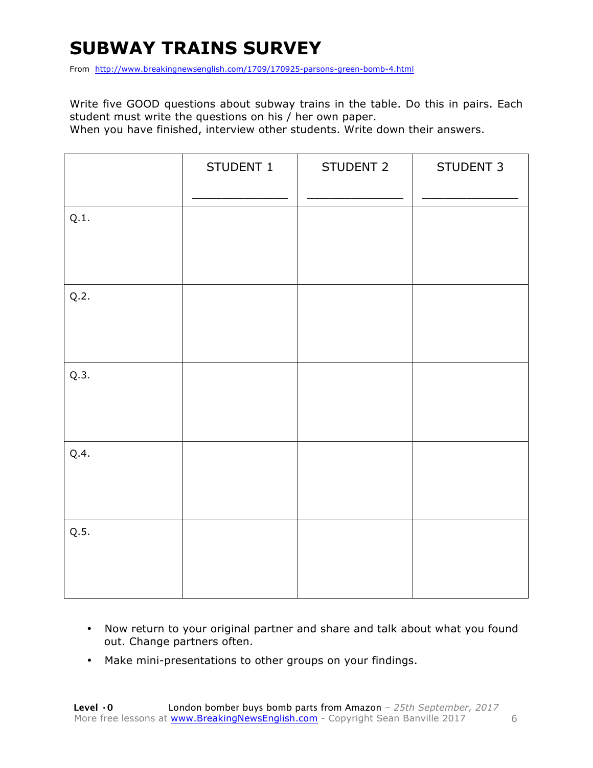# SUBWAY TRAINS SURVEY

From http://www.breakingnewsenglish.com/1709/170925-parsons-green-bomb-4.html

Write five GOOD questions about subway trains in the table. Do this in pairs. Each student must write the questions on his / her own paper.
When you have finished, interview other students. Write down their answers.

| | STUDENT 1<br>_______________ | STUDENT 2<br>_______________ | STUDENT 3<br>_______________ |
|---|---|---|---|
| Q.1. | | | |
| Q.2. | | | |
| Q.3. | | | |
| Q.4. | | | |
| Q.5. | | | |

- Now return to your original partner and share and talk about what you found out. Change partners often.
- Make mini-presentations to other groups on your findings.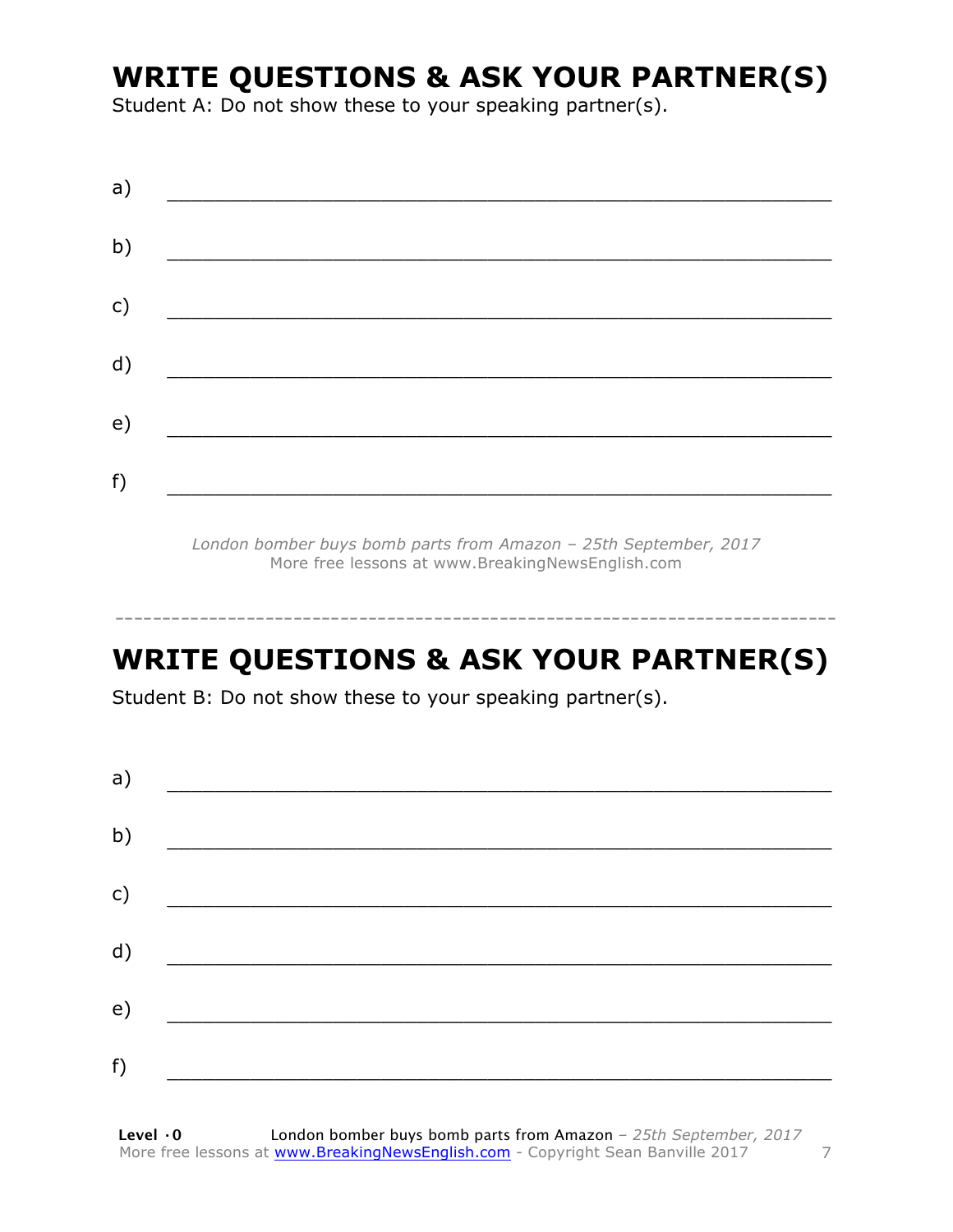# WRITE QUESTIONS & ASK YOUR PARTNER(S)

Student A: Do not show these to your speaking partner(s).

a) \_\_\_\_\_\_\_\_\_\_\_\_\_\_\_\_\_\_\_\_\_\_\_\_\_\_\_\_\_\_\_\_\_\_\_\_\_\_\_\_\_\_\_\_\_\_\_\_\_\_\_\_

b) \_\_\_\_\_\_\_\_\_\_\_\_\_\_\_\_\_\_\_\_\_\_\_\_\_\_\_\_\_\_\_\_\_\_\_\_\_\_\_\_\_\_\_\_\_\_\_\_\_\_\_\_

c) \_\_\_\_\_\_\_\_\_\_\_\_\_\_\_\_\_\_\_\_\_\_\_\_\_\_\_\_\_\_\_\_\_\_\_\_\_\_\_\_\_\_\_\_\_\_\_\_\_\_\_\_

d) \_\_\_\_\_\_\_\_\_\_\_\_\_\_\_\_\_\_\_\_\_\_\_\_\_\_\_\_\_\_\_\_\_\_\_\_\_\_\_\_\_\_\_\_\_\_\_\_\_\_\_\_

e) \_\_\_\_\_\_\_\_\_\_\_\_\_\_\_\_\_\_\_\_\_\_\_\_\_\_\_\_\_\_\_\_\_\_\_\_\_\_\_\_\_\_\_\_\_\_\_\_\_\_\_\_

f) \_\_\_\_\_\_\_\_\_\_\_\_\_\_\_\_\_\_\_\_\_\_\_\_\_\_\_\_\_\_\_\_\_\_\_\_\_\_\_\_\_\_\_\_\_\_\_\_\_\_\_\_

*London bomber buys bomb parts from Amazon – 25th September, 2017*
More free lessons at www.BreakingNewsEnglish.com

---

# WRITE QUESTIONS & ASK YOUR PARTNER(S)

Student B: Do not show these to your speaking partner(s).

a) \_\_\_\_\_\_\_\_\_\_\_\_\_\_\_\_\_\_\_\_\_\_\_\_\_\_\_\_\_\_\_\_\_\_\_\_\_\_\_\_\_\_\_\_\_\_\_\_\_\_\_\_

b) \_\_\_\_\_\_\_\_\_\_\_\_\_\_\_\_\_\_\_\_\_\_\_\_\_\_\_\_\_\_\_\_\_\_\_\_\_\_\_\_\_\_\_\_\_\_\_\_\_\_\_\_

c) \_\_\_\_\_\_\_\_\_\_\_\_\_\_\_\_\_\_\_\_\_\_\_\_\_\_\_\_\_\_\_\_\_\_\_\_\_\_\_\_\_\_\_\_\_\_\_\_\_\_\_\_

d) \_\_\_\_\_\_\_\_\_\_\_\_\_\_\_\_\_\_\_\_\_\_\_\_\_\_\_\_\_\_\_\_\_\_\_\_\_\_\_\_\_\_\_\_\_\_\_\_\_\_\_\_

e) \_\_\_\_\_\_\_\_\_\_\_\_\_\_\_\_\_\_\_\_\_\_\_\_\_\_\_\_\_\_\_\_\_\_\_\_\_\_\_\_\_\_\_\_\_\_\_\_\_\_\_\_

f) \_\_\_\_\_\_\_\_\_\_\_\_\_\_\_\_\_\_\_\_\_\_\_\_\_\_\_\_\_\_\_\_\_\_\_\_\_\_\_\_\_\_\_\_\_\_\_\_\_\_\_\_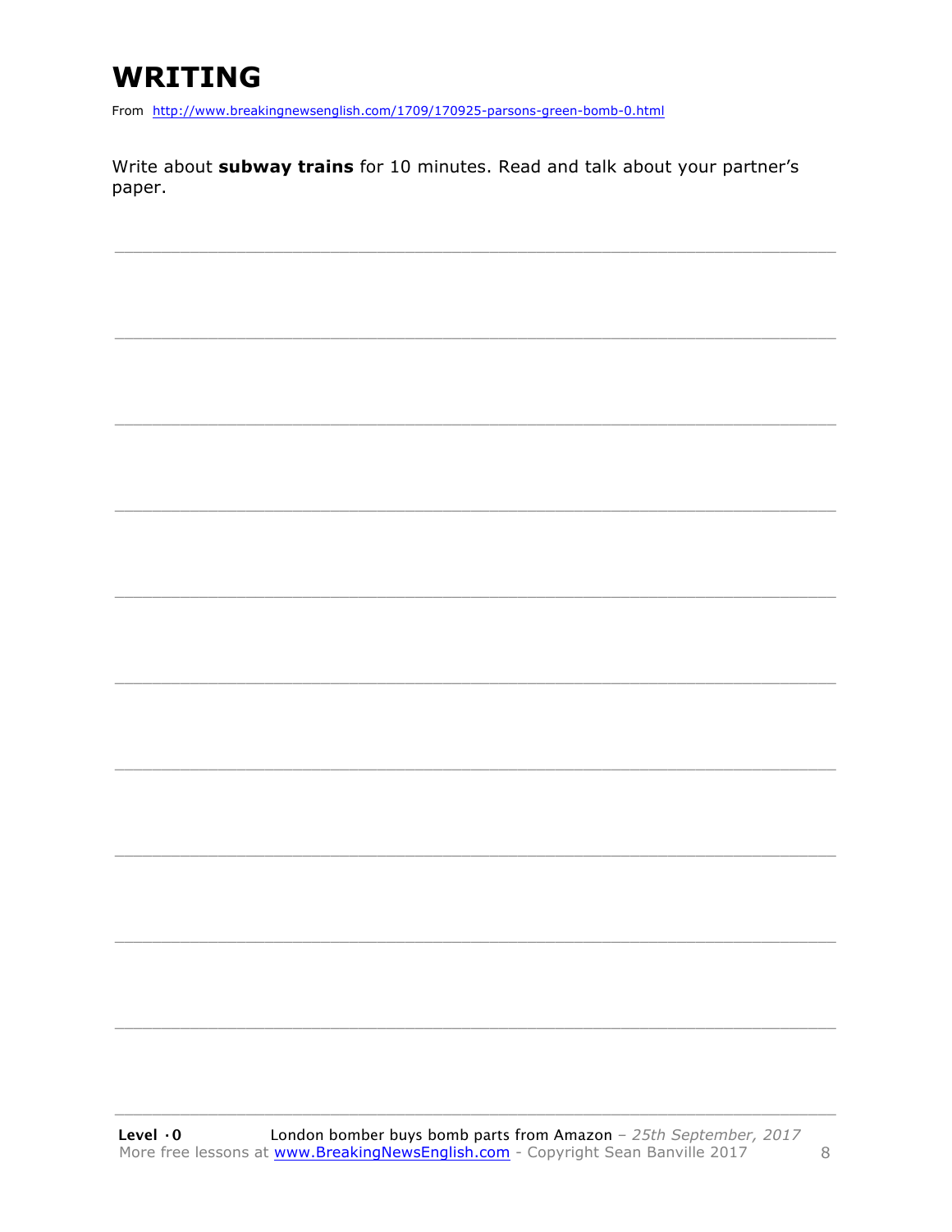# WRITING

From http://www.breakingnewsenglish.com/1709/170925-parsons-green-bomb-0.html

Write about **subway trains** for 10 minutes. Read and talk about your partner's paper.

___________________________________________________________________________

___________________________________________________________________________

___________________________________________________________________________

___________________________________________________________________________

___________________________________________________________________________

___________________________________________________________________________

___________________________________________________________________________

___________________________________________________________________________

___________________________________________________________________________

___________________________________________________________________________

___________________________________________________________________________